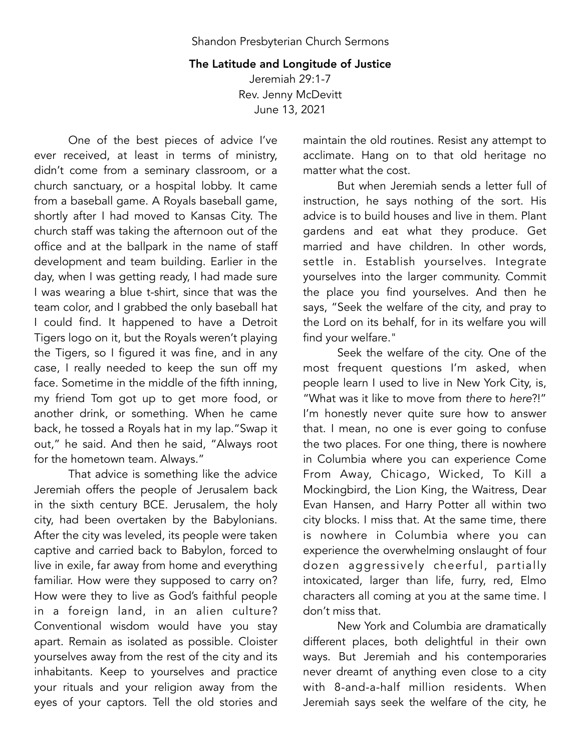Shandon Presbyterian Church Sermons

# The Latitude and Longitude of Justice

Jeremiah 29:1-7
Rev. Jenny McDevitt
June 13, 2021

One of the best pieces of advice I've ever received, at least in terms of ministry, didn't come from a seminary classroom, or a church sanctuary, or a hospital lobby. It came from a baseball game. A Royals baseball game, shortly after I had moved to Kansas City. The church staff was taking the afternoon out of the office and at the ballpark in the name of staff development and team building. Earlier in the day, when I was getting ready, I had made sure I was wearing a blue t-shirt, since that was the team color, and I grabbed the only baseball hat I could find. It happened to have a Detroit Tigers logo on it, but the Royals weren't playing the Tigers, so I figured it was fine, and in any case, I really needed to keep the sun off my face. Sometime in the middle of the fifth inning, my friend Tom got up to get more food, or another drink, or something. When he came back, he tossed a Royals hat in my lap."Swap it out," he said. And then he said, "Always root for the hometown team. Always."

That advice is something like the advice Jeremiah offers the people of Jerusalem back in the sixth century BCE. Jerusalem, the holy city, had been overtaken by the Babylonians. After the city was leveled, its people were taken captive and carried back to Babylon, forced to live in exile, far away from home and everything familiar. How were they supposed to carry on? How were they to live as God's faithful people in a foreign land, in an alien culture? Conventional wisdom would have you stay apart. Remain as isolated as possible. Cloister yourselves away from the rest of the city and its inhabitants. Keep to yourselves and practice your rituals and your religion away from the eyes of your captors. Tell the old stories and maintain the old routines. Resist any attempt to acclimate. Hang on to that old heritage no matter what the cost.

But when Jeremiah sends a letter full of instruction, he says nothing of the sort. His advice is to build houses and live in them. Plant gardens and eat what they produce. Get married and have children. In other words, settle in. Establish yourselves. Integrate yourselves into the larger community. Commit the place you find yourselves. And then he says, "Seek the welfare of the city, and pray to the Lord on its behalf, for in its welfare you will find your welfare."

Seek the welfare of the city. One of the most frequent questions I'm asked, when people learn I used to live in New York City, is, "What was it like to move from *there* to *here*?!" I'm honestly never quite sure how to answer that. I mean, no one is ever going to confuse the two places. For one thing, there is nowhere in Columbia where you can experience Come From Away, Chicago, Wicked, To Kill a Mockingbird, the Lion King, the Waitress, Dear Evan Hansen, and Harry Potter all within two city blocks. I miss that. At the same time, there is nowhere in Columbia where you can experience the overwhelming onslaught of four dozen aggressively cheerful, partially intoxicated, larger than life, furry, red, Elmo characters all coming at you at the same time. I don't miss that.

New York and Columbia are dramatically different places, both delightful in their own ways. But Jeremiah and his contemporaries never dreamt of anything even close to a city with 8-and-a-half million residents. When Jeremiah says seek the welfare of the city, he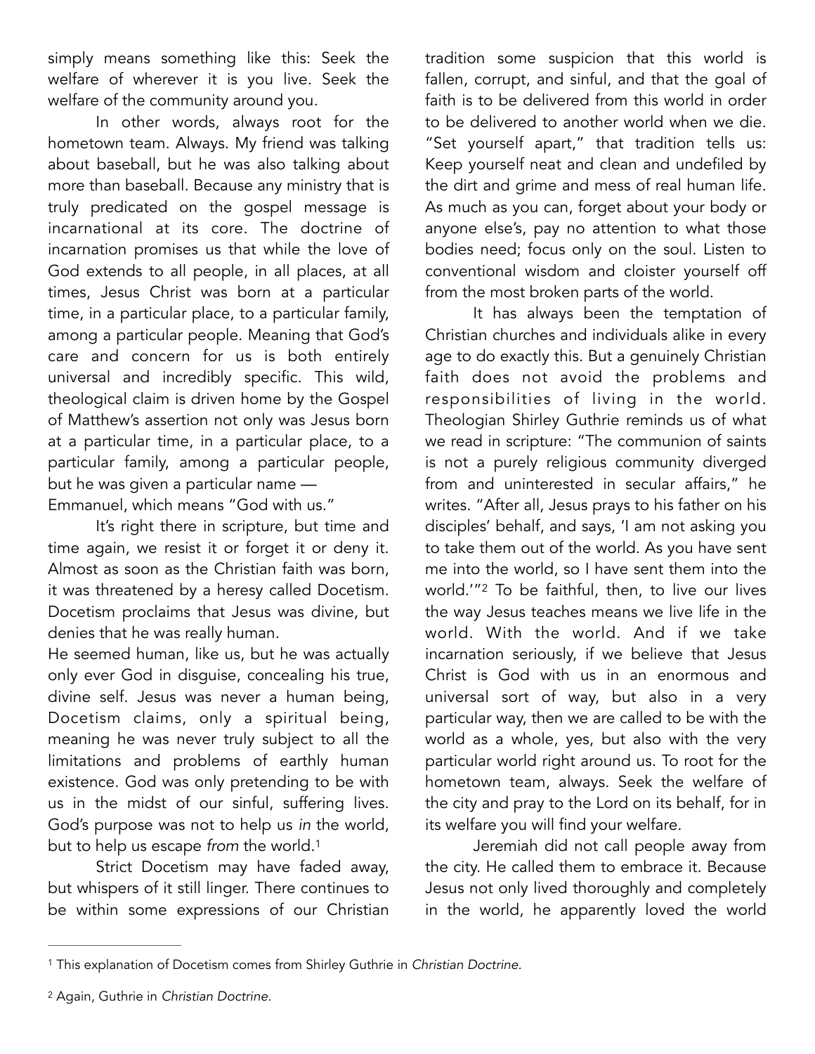simply means something like this: Seek the welfare of wherever it is you live. Seek the welfare of the community around you.

In other words, always root for the hometown team. Always. My friend was talking about baseball, but he was also talking about more than baseball. Because any ministry that is truly predicated on the gospel message is incarnational at its core. The doctrine of incarnation promises us that while the love of God extends to all people, in all places, at all times, Jesus Christ was born at a particular time, in a particular place, to a particular family, among a particular people. Meaning that God's care and concern for us is both entirely universal and incredibly specific. This wild, theological claim is driven home by the Gospel of Matthew's assertion not only was Jesus born at a particular time, in a particular place, to a particular family, among a particular people, but he was given a particular name — Emmanuel, which means "God with us."

It's right there in scripture, but time and time again, we resist it or forget it or deny it. Almost as soon as the Christian faith was born, it was threatened by a heresy called Docetism. Docetism proclaims that Jesus was divine, but denies that he was really human.

He seemed human, like us, but he was actually only ever God in disguise, concealing his true, divine self. Jesus was never a human being, Docetism claims, only a spiritual being, meaning he was never truly subject to all the limitations and problems of earthly human existence. God was only pretending to be with us in the midst of our sinful, suffering lives. God's purpose was not to help us *in* the world, but to help us escape *from* the world.[1]

Strict Docetism may have faded away, but whispers of it still linger. There continues to be within some expressions of our Christian tradition some suspicion that this world is fallen, corrupt, and sinful, and that the goal of faith is to be delivered from this world in order to be delivered to another world when we die. "Set yourself apart," that tradition tells us: Keep yourself neat and clean and undefiled by the dirt and grime and mess of real human life. As much as you can, forget about your body or anyone else's, pay no attention to what those bodies need; focus only on the soul. Listen to conventional wisdom and cloister yourself off from the most broken parts of the world.

It has always been the temptation of Christian churches and individuals alike in every age to do exactly this. But a genuinely Christian faith does not avoid the problems and responsibilities of living in the world. Theologian Shirley Guthrie reminds us of what we read in scripture: "The communion of saints is not a purely religious community diverged from and uninterested in secular affairs," he writes. "After all, Jesus prays to his father on his disciples' behalf, and says, 'I am not asking you to take them out of the world. As you have sent me into the world, so I have sent them into the world.'"[2] To be faithful, then, to live our lives the way Jesus teaches means we live life in the world. With the world. And if we take incarnation seriously, if we believe that Jesus Christ is God with us in an enormous and universal sort of way, but also in a very particular way, then we are called to be with the world as a whole, yes, but also with the very particular world right around us. To root for the hometown team, always. Seek the welfare of the city and pray to the Lord on its behalf, for in its welfare you will find your welfare.

Jeremiah did not call people away from the city. He called them to embrace it. Because Jesus not only lived thoroughly and completely in the world, he apparently loved the world

---

[1] This explanation of Docetism comes from Shirley Guthrie in *Christian Doctrine*.

[2] Again, Guthrie in *Christian Doctrine*.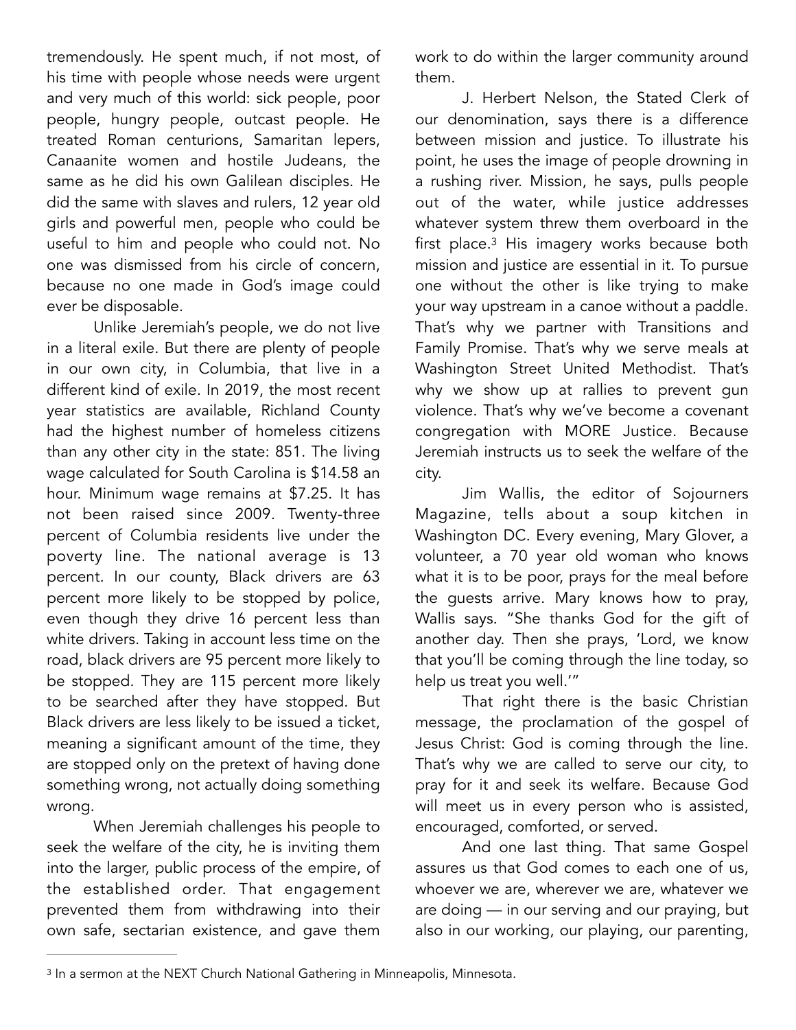tremendously. He spent much, if not most, of his time with people whose needs were urgent and very much of this world: sick people, poor people, hungry people, outcast people. He treated Roman centurions, Samaritan lepers, Canaanite women and hostile Judeans, the same as he did his own Galilean disciples. He did the same with slaves and rulers, 12 year old girls and powerful men, people who could be useful to him and people who could not. No one was dismissed from his circle of concern, because no one made in God's image could ever be disposable.

Unlike Jeremiah's people, we do not live in a literal exile. But there are plenty of people in our own city, in Columbia, that live in a different kind of exile. In 2019, the most recent year statistics are available, Richland County had the highest number of homeless citizens than any other city in the state: 851. The living wage calculated for South Carolina is $14.58 an hour. Minimum wage remains at $7.25. It has not been raised since 2009. Twenty-three percent of Columbia residents live under the poverty line. The national average is 13 percent. In our county, Black drivers are 63 percent more likely to be stopped by police, even though they drive 16 percent less than white drivers. Taking in account less time on the road, black drivers are 95 percent more likely to be stopped. They are 115 percent more likely to be searched after they have stopped. But Black drivers are less likely to be issued a ticket, meaning a significant amount of the time, they are stopped only on the pretext of having done something wrong, not actually doing something wrong.

When Jeremiah challenges his people to seek the welfare of the city, he is inviting them into the larger, public process of the empire, of the established order. That engagement prevented them from withdrawing into their own safe, sectarian existence, and gave them work to do within the larger community around them.

J. Herbert Nelson, the Stated Clerk of our denomination, says there is a difference between mission and justice. To illustrate his point, he uses the image of people drowning in a rushing river. Mission, he says, pulls people out of the water, while justice addresses whatever system threw them overboard in the first place.[3] His imagery works because both mission and justice are essential in it. To pursue one without the other is like trying to make your way upstream in a canoe without a paddle. That's why we partner with Transitions and Family Promise. That's why we serve meals at Washington Street United Methodist. That's why we show up at rallies to prevent gun violence. That's why we've become a covenant congregation with MORE Justice. Because Jeremiah instructs us to seek the welfare of the city.

Jim Wallis, the editor of Sojourners Magazine, tells about a soup kitchen in Washington DC. Every evening, Mary Glover, a volunteer, a 70 year old woman who knows what it is to be poor, prays for the meal before the guests arrive. Mary knows how to pray, Wallis says. "She thanks God for the gift of another day. Then she prays, 'Lord, we know that you'll be coming through the line today, so help us treat you well.'"

That right there is the basic Christian message, the proclamation of the gospel of Jesus Christ: God is coming through the line. That's why we are called to serve our city, to pray for it and seek its welfare. Because God will meet us in every person who is assisted, encouraged, comforted, or served.

And one last thing. That same Gospel assures us that God comes to each one of us, whoever we are, wherever we are, whatever we are doing — in our serving and our praying, but also in our working, our playing, our parenting,

---

[3] In a sermon at the NEXT Church National Gathering in Minneapolis, Minnesota.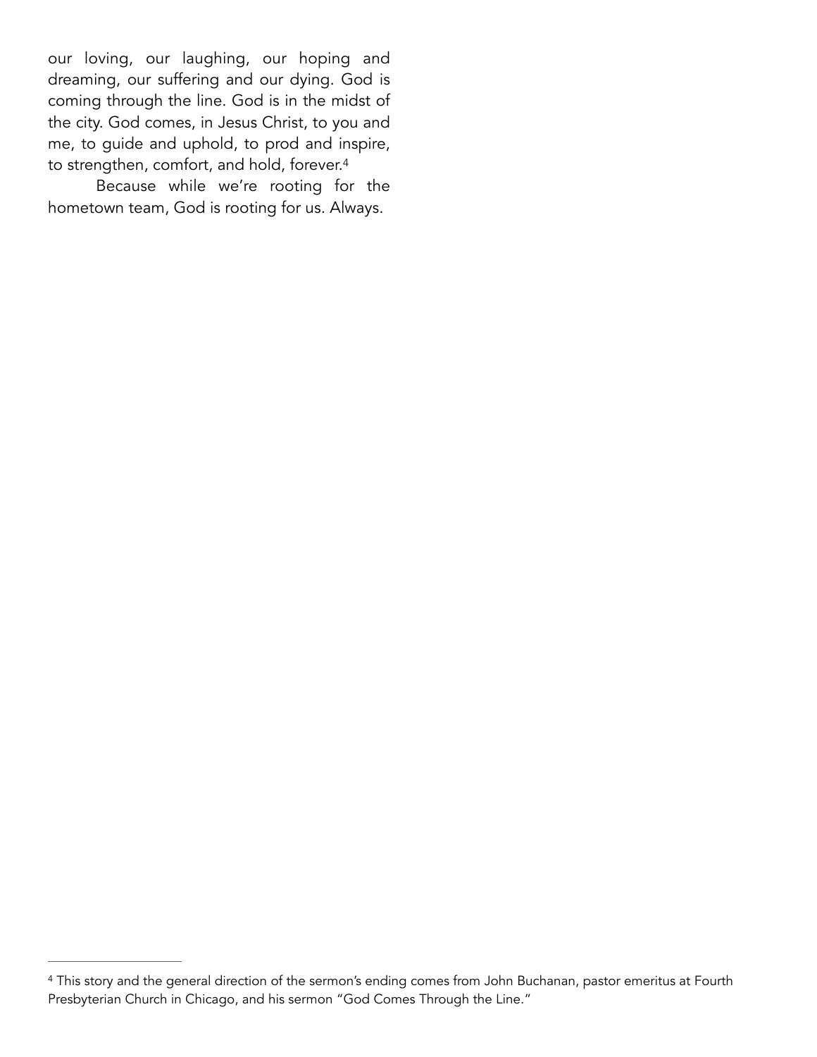our loving, our laughing, our hoping and dreaming, our suffering and our dying. God is coming through the line. God is in the midst of the city. God comes, in Jesus Christ, to you and me, to guide and uphold, to prod and inspire, to strengthen, comfort, and hold, forever.[4]

Because while we're rooting for the hometown team, God is rooting for us. Always.

---

[4] This story and the general direction of the sermon's ending comes from John Buchanan, pastor emeritus at Fourth Presbyterian Church in Chicago, and his sermon "God Comes Through the Line."